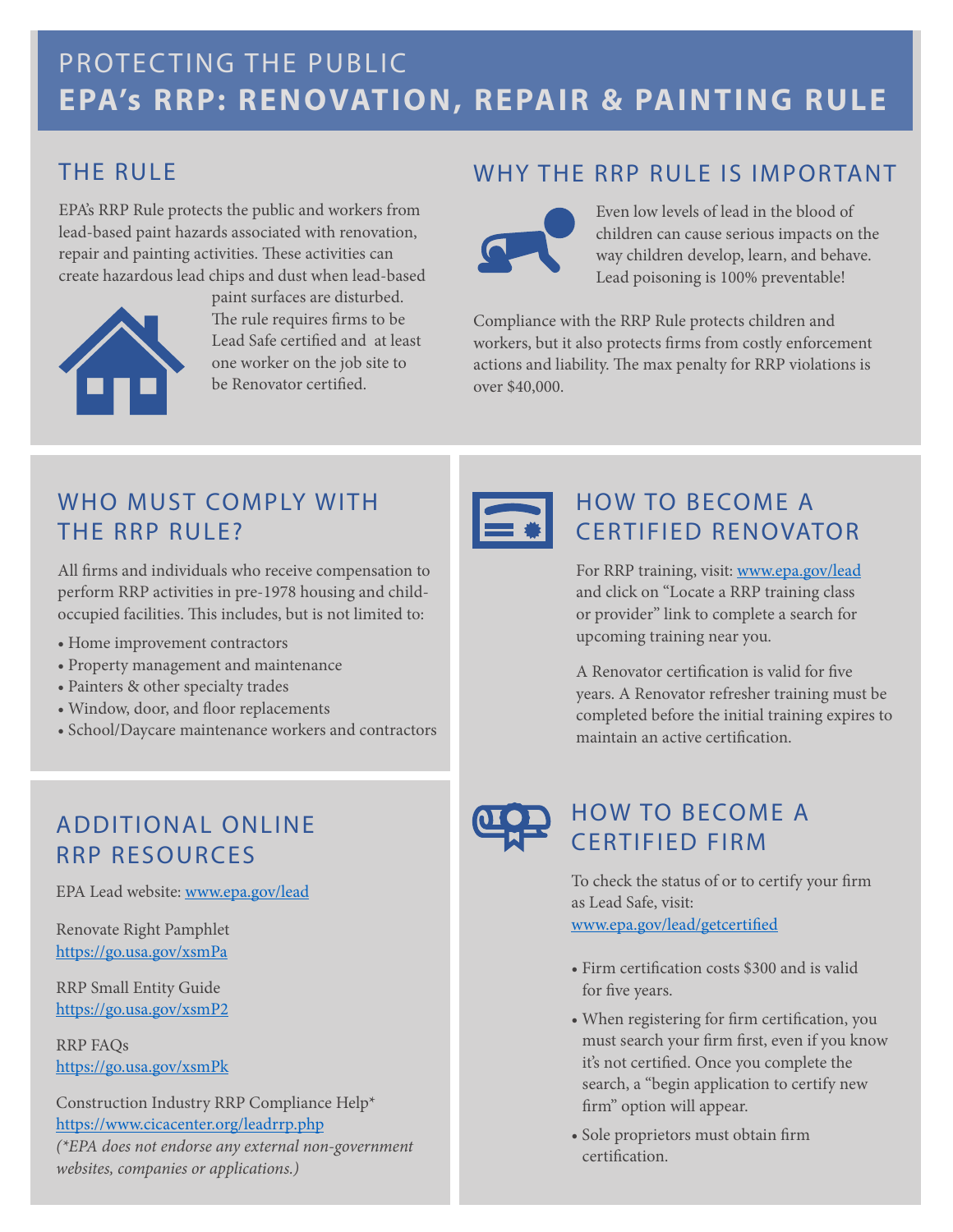# PROTECTING THE PUBLIC
# EPA's RRP: RENOVATION, REPAIR & PAINTING RULE

## THE RULE

EPA's RRP Rule protects the public and workers from lead-based paint hazards associated with renovation, repair and painting activities. These activities can create hazardous lead chips and dust when lead-based paint surfaces are disturbed. The rule requires firms to be Lead Safe certified and at least one worker on the job site to be Renovator certified.

## WHY THE RRP RULE IS IMPORTANT

Even low levels of lead in the blood of children can cause serious impacts on the way children develop, learn, and behave. Lead poisoning is 100% preventable!

Compliance with the RRP Rule protects children and workers, but it also protects firms from costly enforcement actions and liability. The max penalty for RRP violations is over $40,000.

## WHO MUST COMPLY WITH THE RRP RULE?

All firms and individuals who receive compensation to perform RRP activities in pre-1978 housing and child-occupied facilities. This includes, but is not limited to:

- Home improvement contractors
- Property management and maintenance
- Painters & other specialty trades
- Window, door, and floor replacements
- School/Daycare maintenance workers and contractors

## ADDITIONAL ONLINE RRP RESOURCES

EPA Lead website: [www.epa.gov/lead](www.epa.gov/lead)

Renovate Right Pamphlet
[https://go.usa.gov/xsmPa](https://go.usa.gov/xsmPa)

RRP Small Entity Guide
[https://go.usa.gov/xsmP2](https://go.usa.gov/xsmP2)

RRP FAQs
[https://go.usa.gov/xsmPk](https://go.usa.gov/xsmPk)

Construction Industry RRP Compliance Help*
[https://www.cicacenter.org/leadrrp.php](https://www.cicacenter.org/leadrrp.php)
*(*EPA does not endorse any external non-government websites, companies or applications.)*

## HOW TO BECOME A CERTIFIED RENOVATOR

For RRP training, visit: [www.epa.gov/lead](www.epa.gov/lead) and click on "Locate a RRP training class or provider" link to complete a search for upcoming training near you.

A Renovator certification is valid for five years. A Renovator refresher training must be completed before the initial training expires to maintain an active certification.

## HOW TO BECOME A CERTIFIED FIRM

To check the status of or to certify your firm as Lead Safe, visit:
[www.epa.gov/lead/getcertified](www.epa.gov/lead/getcertified)

- Firm certification costs $300 and is valid for five years.
- When registering for firm certification, you must search your firm first, even if you know it's not certified. Once you complete the search, a "begin application to certify new firm" option will appear.
- Sole proprietors must obtain firm certification.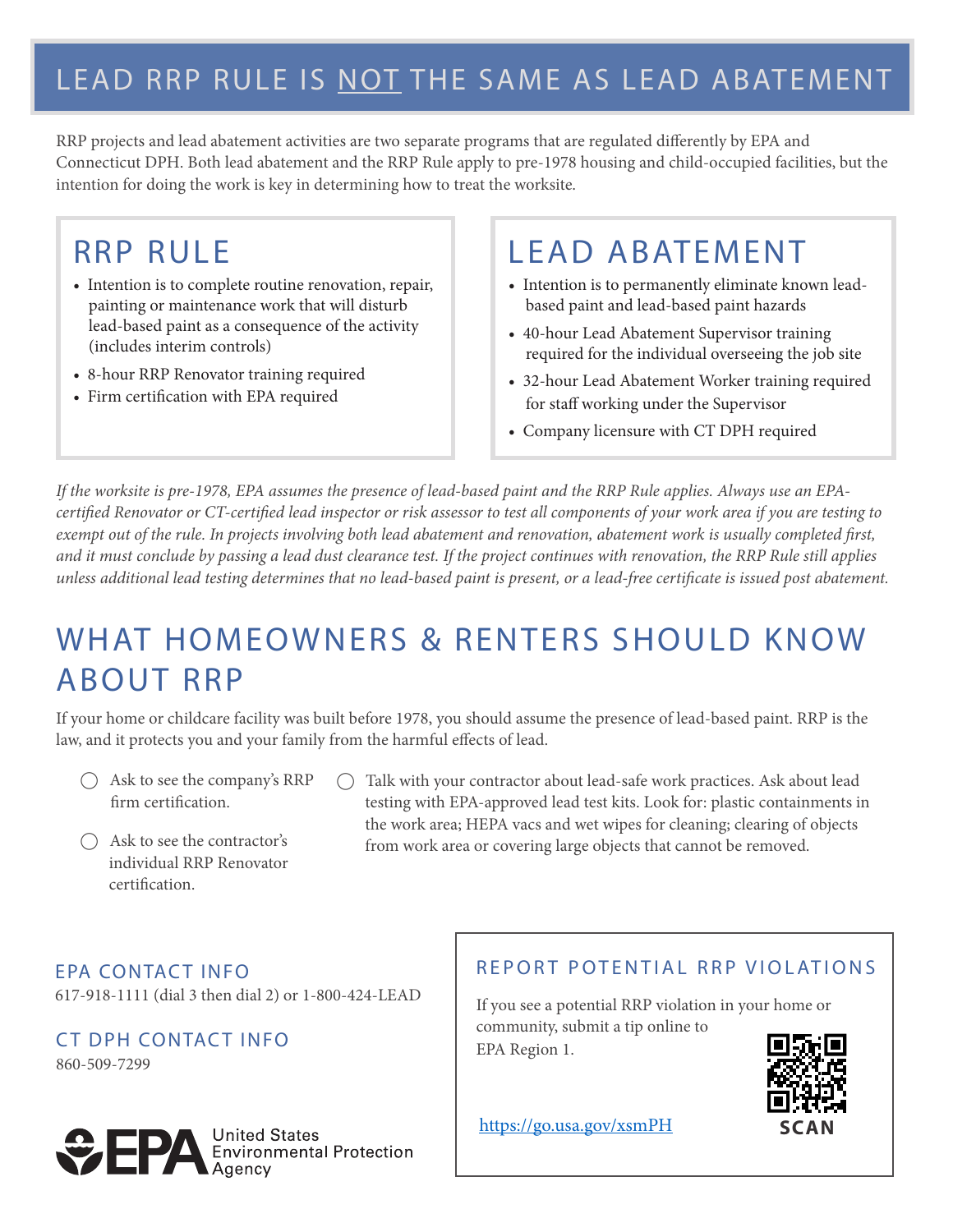# LEAD RRP RULE IS NOT THE SAME AS LEAD ABATEMENT

RRP projects and lead abatement activities are two separate programs that are regulated differently by EPA and Connecticut DPH. Both lead abatement and the RRP Rule apply to pre-1978 housing and child-occupied facilities, but the intention for doing the work is key in determining how to treat the worksite.

## RRP RULE

- Intention is to complete routine renovation, repair, painting or maintenance work that will disturb lead-based paint as a consequence of the activity (includes interim controls)
- 8-hour RRP Renovator training required
- Firm certification with EPA required

## LEAD ABATEMENT

- Intention is to permanently eliminate known lead-based paint and lead-based paint hazards
- 40-hour Lead Abatement Supervisor training required for the individual overseeing the job site
- 32-hour Lead Abatement Worker training required for staff working under the Supervisor
- Company licensure with CT DPH required

*If the worksite is pre-1978, EPA assumes the presence of lead-based paint and the RRP Rule applies. Always use an EPA-certified Renovator or CT-certified lead inspector or risk assessor to test all components of your work area if you are testing to exempt out of the rule. In projects involving both lead abatement and renovation, abatement work is usually completed first, and it must conclude by passing a lead dust clearance test. If the project continues with renovation, the RRP Rule still applies unless additional lead testing determines that no lead-based paint is present, or a lead-free certificate is issued post abatement.*

# WHAT HOMEOWNERS & RENTERS SHOULD KNOW ABOUT RRP

If your home or childcare facility was built before 1978, you should assume the presence of lead-based paint. RRP is the law, and it protects you and your family from the harmful effects of lead.

- ◯ Ask to see the company's RRP firm certification.
- ◯ Ask to see the contractor's individual RRP Renovator certification.
- ◯ Talk with your contractor about lead-safe work practices. Ask about lead testing with EPA-approved lead test kits. Look for: plastic containments in the work area; HEPA vacs and wet wipes for cleaning; clearing of objects from work area or covering large objects that cannot be removed.

### EPA CONTACT INFO

617-918-1111 (dial 3 then dial 2) or 1-800-424-LEAD

### CT DPH CONTACT INFO

860-509-7299

EPA United States Environmental Protection Agency

### REPORT POTENTIAL RRP VIOLATIONS

If you see a potential RRP violation in your home or community, submit a tip online to EPA Region 1.

https://go.usa.gov/xsmPH

SCAN